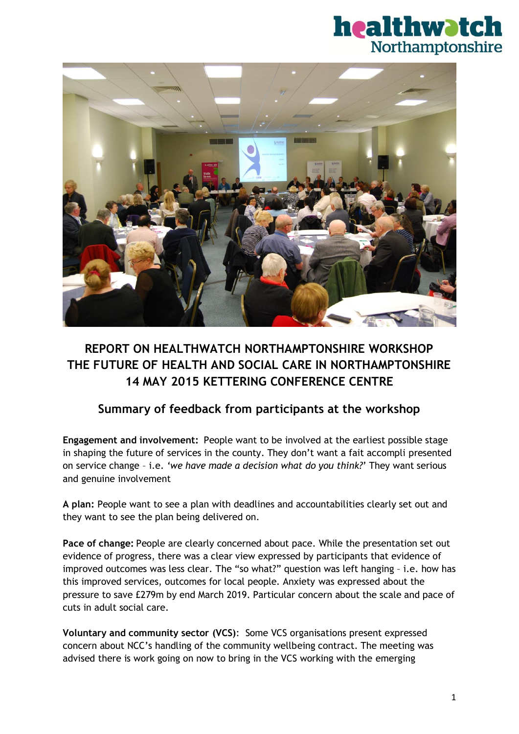# REPORT ON HEALTHWATCH NORTHAMPTONSHIRE WORKSHOP THE FUTURE OF HEALTH AND SOCIAL CARE IN NORTHAMPTONSHIRE 14 MAY 2015 KETTERING CONFERENCE CENTRE

## Summary of feedback from participants at the workshop

**Engagement and involvement:** People want to be involved at the earliest possible stage in shaping the future of services in the county. They don't want a fait accompli presented on service change – i.e. *'we have made a decision what do you think?*' They want serious and genuine involvement

**A plan:** People want to see a plan with deadlines and accountabilities clearly set out and they want to see the plan being delivered on.

**Pace of change:** People are clearly concerned about pace. While the presentation set out evidence of progress, there was a clear view expressed by participants that evidence of improved outcomes was less clear. The "so what?" question was left hanging – i.e. how has this improved services, outcomes for local people. Anxiety was expressed about the pressure to save £279m by end March 2019. Particular concern about the scale and pace of cuts in adult social care.

**Voluntary and community sector (VCS)**: Some VCS organisations present expressed concern about NCC's handling of the community wellbeing contract. The meeting was advised there is work going on now to bring in the VCS working with the emerging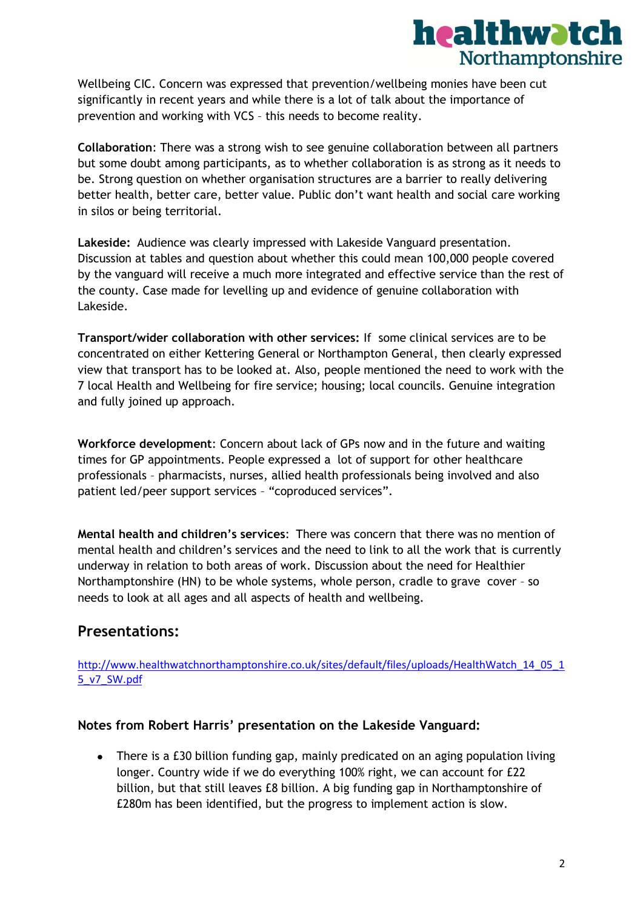Wellbeing CIC. Concern was expressed that prevention/wellbeing monies have been cut significantly in recent years and while there is a lot of talk about the importance of prevention and working with VCS – this needs to become reality.

**Collaboration**: There was a strong wish to see genuine collaboration between all partners but some doubt among participants, as to whether collaboration is as strong as it needs to be. Strong question on whether organisation structures are a barrier to really delivering better health, better care, better value. Public don't want health and social care working in silos or being territorial.

**Lakeside:** Audience was clearly impressed with Lakeside Vanguard presentation. Discussion at tables and question about whether this could mean 100,000 people covered by the vanguard will receive a much more integrated and effective service than the rest of the county. Case made for levelling up and evidence of genuine collaboration with Lakeside.

**Transport/wider collaboration with other services:** If some clinical services are to be concentrated on either Kettering General or Northampton General, then clearly expressed view that transport has to be looked at. Also, people mentioned the need to work with the 7 local Health and Wellbeing for fire service; housing; local councils. Genuine integration and fully joined up approach.

**Workforce development**: Concern about lack of GPs now and in the future and waiting times for GP appointments. People expressed a lot of support for other healthcare professionals – pharmacists, nurses, allied health professionals being involved and also patient led/peer support services – "coproduced services".

**Mental health and children's services**: There was concern that there was no mention of mental health and children's services and the need to link to all the work that is currently underway in relation to both areas of work. Discussion about the need for Healthier Northamptonshire (HN) to be whole systems, whole person, cradle to grave cover – so needs to look at all ages and all aspects of health and wellbeing.

## Presentations:

http://www.healthwatchnorthamptonshire.co.uk/sites/default/files/uploads/HealthWatch_14_05_15_v7_SW.pdf

### Notes from Robert Harris' presentation on the Lakeside Vanguard:

- There is a £30 billion funding gap, mainly predicated on an aging population living longer. Country wide if we do everything 100% right, we can account for £22 billion, but that still leaves £8 billion. A big funding gap in Northamptonshire of £280m has been identified, but the progress to implement action is slow.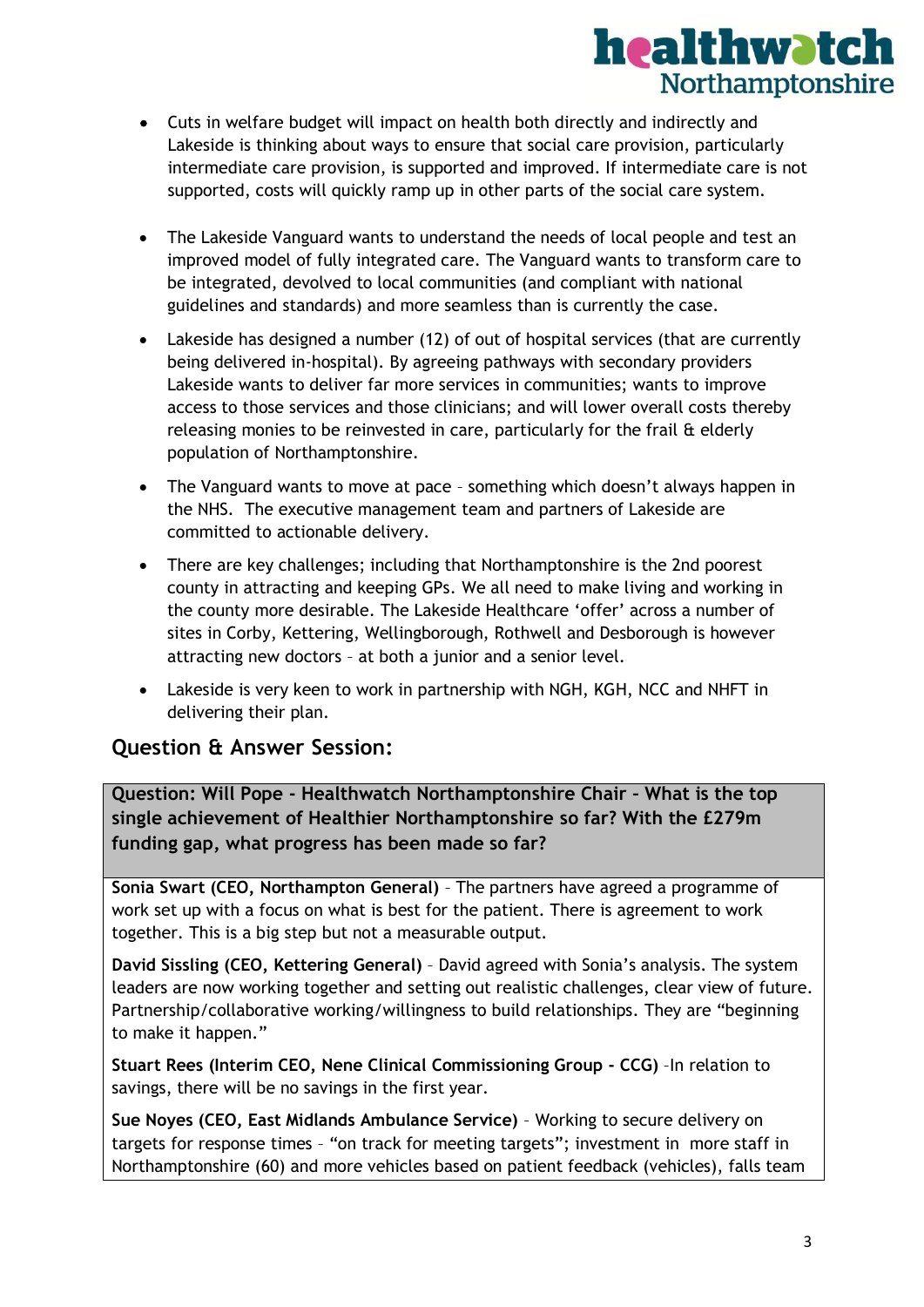- Cuts in welfare budget will impact on health both directly and indirectly and Lakeside is thinking about ways to ensure that social care provision, particularly intermediate care provision, is supported and improved. If intermediate care is not supported, costs will quickly ramp up in other parts of the social care system.

- The Lakeside Vanguard wants to understand the needs of local people and test an improved model of fully integrated care. The Vanguard wants to transform care to be integrated, devolved to local communities (and compliant with national guidelines and standards) and more seamless than is currently the case.

- Lakeside has designed a number (12) of out of hospital services (that are currently being delivered in-hospital). By agreeing pathways with secondary providers Lakeside wants to deliver far more services in communities; wants to improve access to those services and those clinicians; and will lower overall costs thereby releasing monies to be reinvested in care, particularly for the frail & elderly population of Northamptonshire.

- The Vanguard wants to move at pace – something which doesn't always happen in the NHS. The executive management team and partners of Lakeside are committed to actionable delivery.

- There are key challenges; including that Northamptonshire is the 2nd poorest county in attracting and keeping GPs. We all need to make living and working in the county more desirable. The Lakeside Healthcare 'offer' across a number of sites in Corby, Kettering, Wellingborough, Rothwell and Desborough is however attracting new doctors – at both a junior and a senior level.

- Lakeside is very keen to work in partnership with NGH, KGH, NCC and NHFT in delivering their plan.

## Question & Answer Session:

**Question: Will Pope - Healthwatch Northamptonshire Chair – What is the top single achievement of Healthier Northamptonshire so far? With the £279m funding gap, what progress has been made so far?**

**Sonia Swart (CEO, Northampton General)** – The partners have agreed a programme of work set up with a focus on what is best for the patient. There is agreement to work together. This is a big step but not a measurable output.

**David Sissling (CEO, Kettering General)** – David agreed with Sonia's analysis. The system leaders are now working together and setting out realistic challenges, clear view of future. Partnership/collaborative working/willingness to build relationships. They are "beginning to make it happen."

**Stuart Rees (Interim CEO, Nene Clinical Commissioning Group - CCG)** –In relation to savings, there will be no savings in the first year.

**Sue Noyes (CEO, East Midlands Ambulance Service)** – Working to secure delivery on targets for response times – "on track for meeting targets"; investment in more staff in Northamptonshire (60) and more vehicles based on patient feedback (vehicles), falls team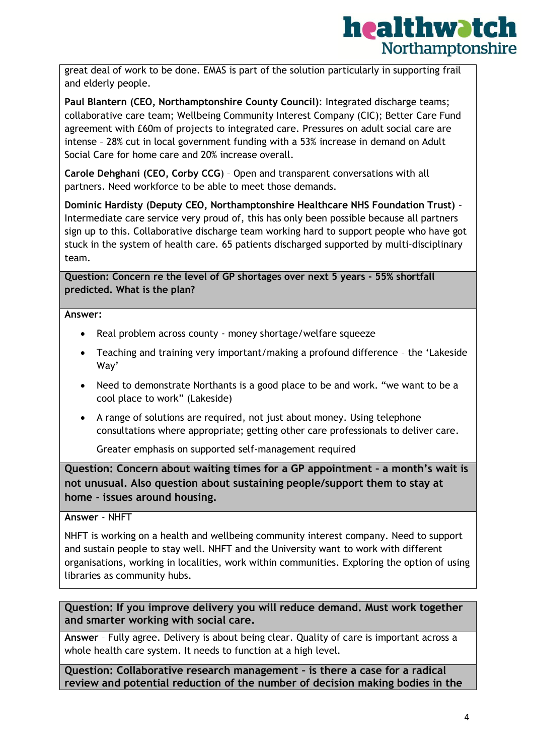great deal of work to be done. EMAS is part of the solution particularly in supporting frail and elderly people.

**Paul Blantern (CEO, Northamptonshire County Council)**: Integrated discharge teams; collaborative care team; Wellbeing Community Interest Company (CIC); Better Care Fund agreement with £60m of projects to integrated care. Pressures on adult social care are intense – 28% cut in local government funding with a 53% increase in demand on Adult Social Care for home care and 20% increase overall.

**Carole Dehghani (CEO, Corby CCG)** – Open and transparent conversations with all partners. Need workforce to be able to meet those demands.

**Dominic Hardisty (Deputy CEO, Northamptonshire Healthcare NHS Foundation Trust)** – Intermediate care service very proud of, this has only been possible because all partners sign up to this. Collaborative discharge team working hard to support people who have got stuck in the system of health care. 65 patients discharged supported by multi-disciplinary team.

**Question: Concern re the level of GP shortages over next 5 years - 55% shortfall predicted. What is the plan?**

**Answer:**

- Real problem across county - money shortage/welfare squeeze
- Teaching and training very important/making a profound difference – the 'Lakeside Way'
- Need to demonstrate Northants is a good place to be and work. "we want to be a cool place to work" (Lakeside)
- A range of solutions are required, not just about money. Using telephone consultations where appropriate; getting other care professionals to deliver care.

  Greater emphasis on supported self-management required

**Question: Concern about waiting times for a GP appointment – a month's wait is not unusual. Also question about sustaining people/support them to stay at home - issues around housing.**

**Answer** - NHFT

NHFT is working on a health and wellbeing community interest company. Need to support and sustain people to stay well. NHFT and the University want to work with different organisations, working in localities, work within communities. Exploring the option of using libraries as community hubs.

**Question: If you improve delivery you will reduce demand. Must work together and smarter working with social care.**

**Answer** – Fully agree. Delivery is about being clear. Quality of care is important across a whole health care system. It needs to function at a high level.

**Question: Collaborative research management – is there a case for a radical review and potential reduction of the number of decision making bodies in the**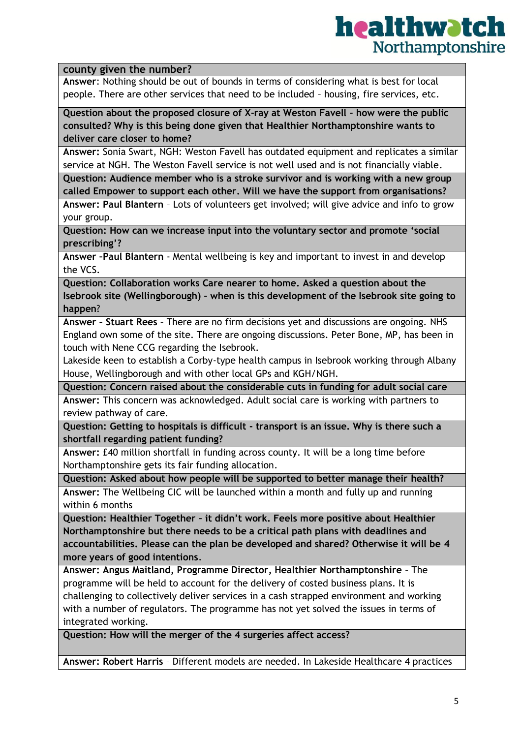| |
|---|
| **county given the number?** |
| **Answer**: Nothing should be out of bounds in terms of considering what is best for local people. There are other services that need to be included – housing, fire services, etc. |
| **Question about the proposed closure of X-ray at Weston Favell – how were the public consulted? Why is this being done given that Healthier Northamptonshire wants to deliver care closer to home?** |
| **Answer:** Sonia Swart, NGH: Weston Favell has outdated equipment and replicates a similar service at NGH. The Weston Favell service is not well used and is not financially viable. |
| **Question: Audience member who is a stroke survivor and is working with a new group called Empower to support each other. Will we have the support from organisations?** |
| **Answer: Paul Blantern** – Lots of volunteers get involved; will give advice and info to grow your group. |
| **Question: How can we increase input into the voluntary sector and promote 'social prescribing'?** |
| **Answer –Paul Blantern** - Mental wellbeing is key and important to invest in and develop the VCS. |
| **Question: Collaboration works Care nearer to home. Asked a question about the Isebrook site (Wellingborough) – when is this development of the Isebrook site going to happen**? |
| **Answer – Stuart Rees** – There are no firm decisions yet and discussions are ongoing. NHS England own some of the site. There are ongoing discussions. Peter Bone, MP, has been in touch with Nene CCG regarding the Isebrook.<br>Lakeside keen to establish a Corby-type health campus in Isebrook working through Albany House, Wellingborough and with other local GPs and KGH/NGH. |
| **Question: Concern raised about the considerable cuts in funding for adult social care** |
| **Answer:** This concern was acknowledged. Adult social care is working with partners to review pathway of care. |
| **Question: Getting to hospitals is difficult - transport is an issue. Why is there such a shortfall regarding patient funding?** |
| **Answer:** £40 million shortfall in funding across county. It will be a long time before Northamptonshire gets its fair funding allocation. |
| **Question: Asked about how people will be supported to better manage their health?** |
| **Answer:** The Wellbeing CIC will be launched within a month and fully up and running within 6 months |
| **Question: Healthier Together – it didn't work. Feels more positive about Healthier Northamptonshire but there needs to be a critical path plans with deadlines and accountabilities. Please can the plan be developed and shared? Otherwise it will be 4 more years of good intentions.** |
| **Answer: Angus Maitland, Programme Director, Healthier Northamptonshire** – The programme will be held to account for the delivery of costed business plans. It is challenging to collectively deliver services in a cash strapped environment and working with a number of regulators. The programme has not yet solved the issues in terms of integrated working. |
| **Question: How will the merger of the 4 surgeries affect access?** |
| **Answer: Robert Harris** – Different models are needed. In Lakeside Healthcare 4 practices |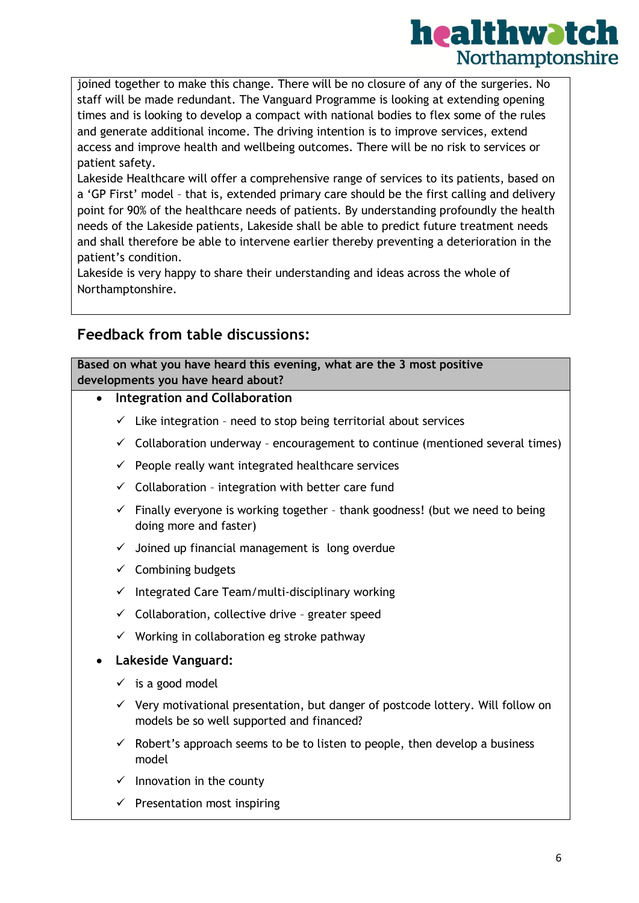joined together to make this change. There will be no closure of any of the surgeries. No staff will be made redundant. The Vanguard Programme is looking at extending opening times and is looking to develop a compact with national bodies to flex some of the rules and generate additional income. The driving intention is to improve services, extend access and improve health and wellbeing outcomes. There will be no risk to services or patient safety.

Lakeside Healthcare will offer a comprehensive range of services to its patients, based on a 'GP First' model – that is, extended primary care should be the first calling and delivery point for 90% of the healthcare needs of patients. By understanding profoundly the health needs of the Lakeside patients, Lakeside shall be able to predict future treatment needs and shall therefore be able to intervene earlier thereby preventing a deterioration in the patient's condition.

Lakeside is very happy to share their understanding and ideas across the whole of Northamptonshire.

## Feedback from table discussions:

**Based on what you have heard this evening, what are the 3 most positive developments you have heard about?**

- **Integration and Collaboration**
  - ✓ Like integration – need to stop being territorial about services
  - ✓ Collaboration underway – encouragement to continue (mentioned several times)
  - ✓ People really want integrated healthcare services
  - ✓ Collaboration – integration with better care fund
  - ✓ Finally everyone is working together – thank goodness! (but we need to being doing more and faster)
  - ✓ Joined up financial management is long overdue
  - ✓ Combining budgets
  - ✓ Integrated Care Team/multi-disciplinary working
  - ✓ Collaboration, collective drive – greater speed
  - ✓ Working in collaboration eg stroke pathway
- **Lakeside Vanguard:**
  - ✓ is a good model
  - ✓ Very motivational presentation, but danger of postcode lottery. Will follow on models be so well supported and financed?
  - ✓ Robert's approach seems to be to listen to people, then develop a business model
  - ✓ Innovation in the county
  - ✓ Presentation most inspiring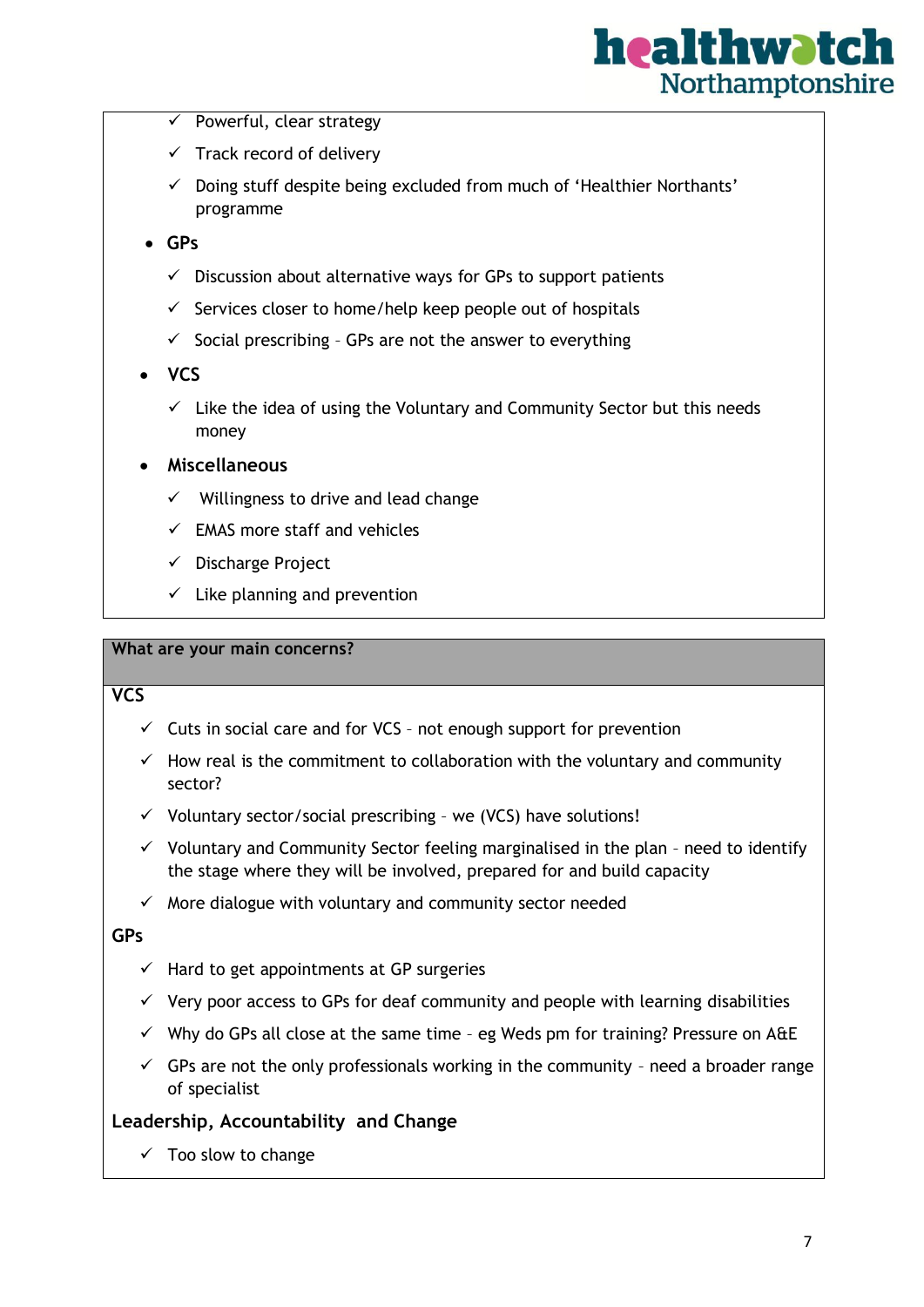- ✓ Powerful, clear strategy
- ✓ Track record of delivery
- ✓ Doing stuff despite being excluded from much of 'Healthier Northants' programme

- **GPs**
  - ✓ Discussion about alternative ways for GPs to support patients
  - ✓ Services closer to home/help keep people out of hospitals
  - ✓ Social prescribing – GPs are not the answer to everything
- **VCS**
  - ✓ Like the idea of using the Voluntary and Community Sector but this needs money
- **Miscellaneous**
  - ✓ Willingness to drive and lead change
  - ✓ EMAS more staff and vehicles
  - ✓ Discharge Project
  - ✓ Like planning and prevention

**What are your main concerns?**

**VCS**

- ✓ Cuts in social care and for VCS – not enough support for prevention
- ✓ How real is the commitment to collaboration with the voluntary and community sector?
- ✓ Voluntary sector/social prescribing – we (VCS) have solutions!
- ✓ Voluntary and Community Sector feeling marginalised in the plan – need to identify the stage where they will be involved, prepared for and build capacity
- ✓ More dialogue with voluntary and community sector needed

**GPs**

- ✓ Hard to get appointments at GP surgeries
- ✓ Very poor access to GPs for deaf community and people with learning disabilities
- ✓ Why do GPs all close at the same time – eg Weds pm for training? Pressure on A&E
- ✓ GPs are not the only professionals working in the community – need a broader range of specialist

**Leadership, Accountability and Change**

- ✓ Too slow to change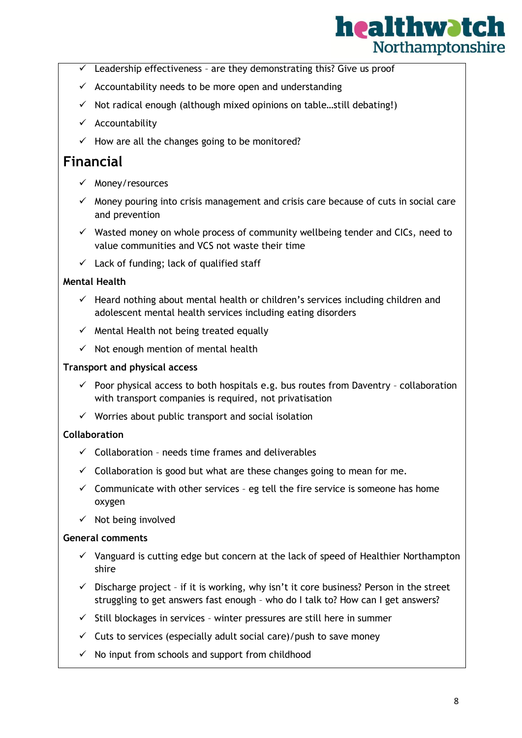- Leadership effectiveness – are they demonstrating this? Give us proof
- Accountability needs to be more open and understanding
- Not radical enough (although mixed opinions on table…still debating!)
- Accountability
- How are all the changes going to be monitored?

## Financial

- Money/resources
- Money pouring into crisis management and crisis care because of cuts in social care and prevention
- Wasted money on whole process of community wellbeing tender and CICs, need to value communities and VCS not waste their time
- Lack of funding; lack of qualified staff

**Mental Health**

- Heard nothing about mental health or children's services including children and adolescent mental health services including eating disorders
- Mental Health not being treated equally
- Not enough mention of mental health

**Transport and physical access**

- Poor physical access to both hospitals e.g. bus routes from Daventry – collaboration with transport companies is required, not privatisation
- Worries about public transport and social isolation

**Collaboration**

- Collaboration – needs time frames and deliverables
- Collaboration is good but what are these changes going to mean for me.
- Communicate with other services – eg tell the fire service is someone has home oxygen
- Not being involved

**General comments**

- Vanguard is cutting edge but concern at the lack of speed of Healthier Northampton shire
- Discharge project – if it is working, why isn't it core business? Person in the street struggling to get answers fast enough – who do I talk to? How can I get answers?
- Still blockages in services – winter pressures are still here in summer
- Cuts to services (especially adult social care)/push to save money
- No input from schools and support from childhood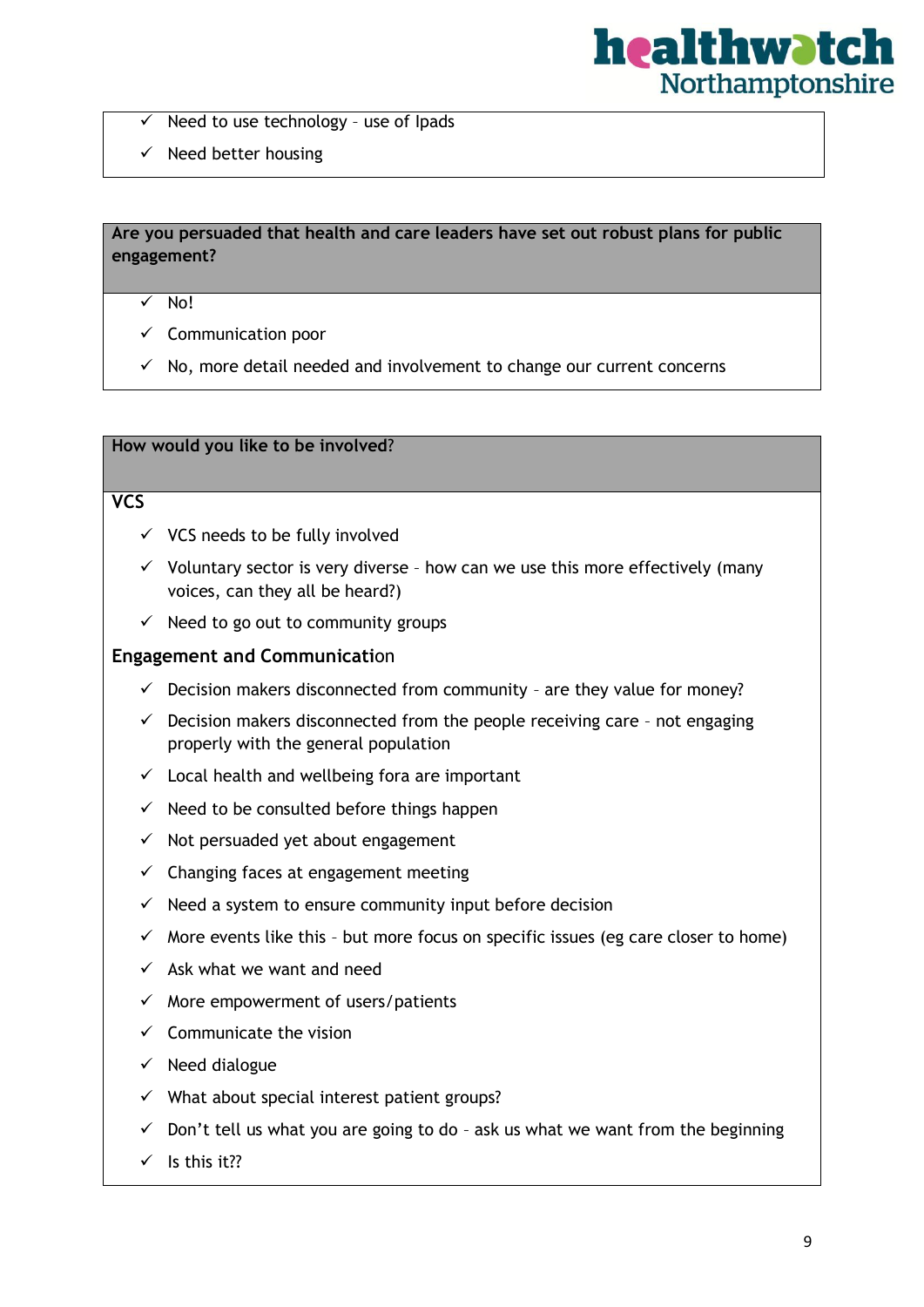- ✓ Need to use technology – use of Ipads
- ✓ Need better housing

**Are you persuaded that health and care leaders have set out robust plans for public engagement?**

- ✓ No!
- ✓ Communication poor
- ✓ No, more detail needed and involvement to change our current concerns

**How would you like to be involved?**

**VCS**

- ✓ VCS needs to be fully involved
- ✓ Voluntary sector is very diverse – how can we use this more effectively (many voices, can they all be heard?)
- ✓ Need to go out to community groups

**Engagement and Communication**

- ✓ Decision makers disconnected from community – are they value for money?
- ✓ Decision makers disconnected from the people receiving care – not engaging properly with the general population
- ✓ Local health and wellbeing fora are important
- ✓ Need to be consulted before things happen
- ✓ Not persuaded yet about engagement
- ✓ Changing faces at engagement meeting
- ✓ Need a system to ensure community input before decision
- ✓ More events like this – but more focus on specific issues (eg care closer to home)
- ✓ Ask what we want and need
- ✓ More empowerment of users/patients
- ✓ Communicate the vision
- ✓ Need dialogue
- ✓ What about special interest patient groups?
- ✓ Don't tell us what you are going to do – ask us what we want from the beginning
- ✓ Is this it??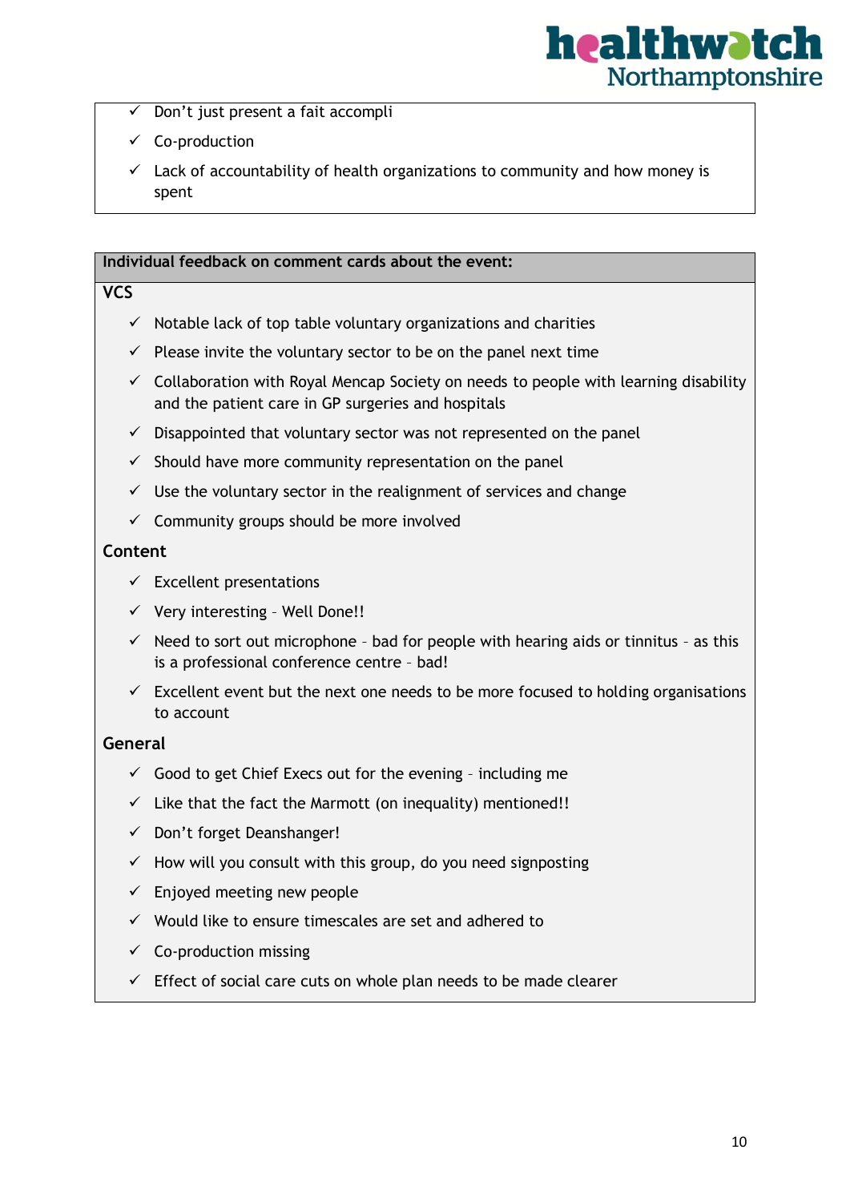- ✓ Don't just present a fait accompli
- ✓ Co-production
- ✓ Lack of accountability of health organizations to community and how money is spent

**Individual feedback on comment cards about the event:**

**VCS**

- ✓ Notable lack of top table voluntary organizations and charities
- ✓ Please invite the voluntary sector to be on the panel next time
- ✓ Collaboration with Royal Mencap Society on needs to people with learning disability and the patient care in GP surgeries and hospitals
- ✓ Disappointed that voluntary sector was not represented on the panel
- ✓ Should have more community representation on the panel
- ✓ Use the voluntary sector in the realignment of services and change
- ✓ Community groups should be more involved

**Content**

- ✓ Excellent presentations
- ✓ Very interesting – Well Done!!
- ✓ Need to sort out microphone – bad for people with hearing aids or tinnitus – as this is a professional conference centre – bad!
- ✓ Excellent event but the next one needs to be more focused to holding organisations to account

**General**

- ✓ Good to get Chief Execs out for the evening – including me
- ✓ Like that the fact the Marmott (on inequality) mentioned!!
- ✓ Don't forget Deanshanger!
- ✓ How will you consult with this group, do you need signposting
- ✓ Enjoyed meeting new people
- ✓ Would like to ensure timescales are set and adhered to
- ✓ Co-production missing
- ✓ Effect of social care cuts on whole plan needs to be made clearer